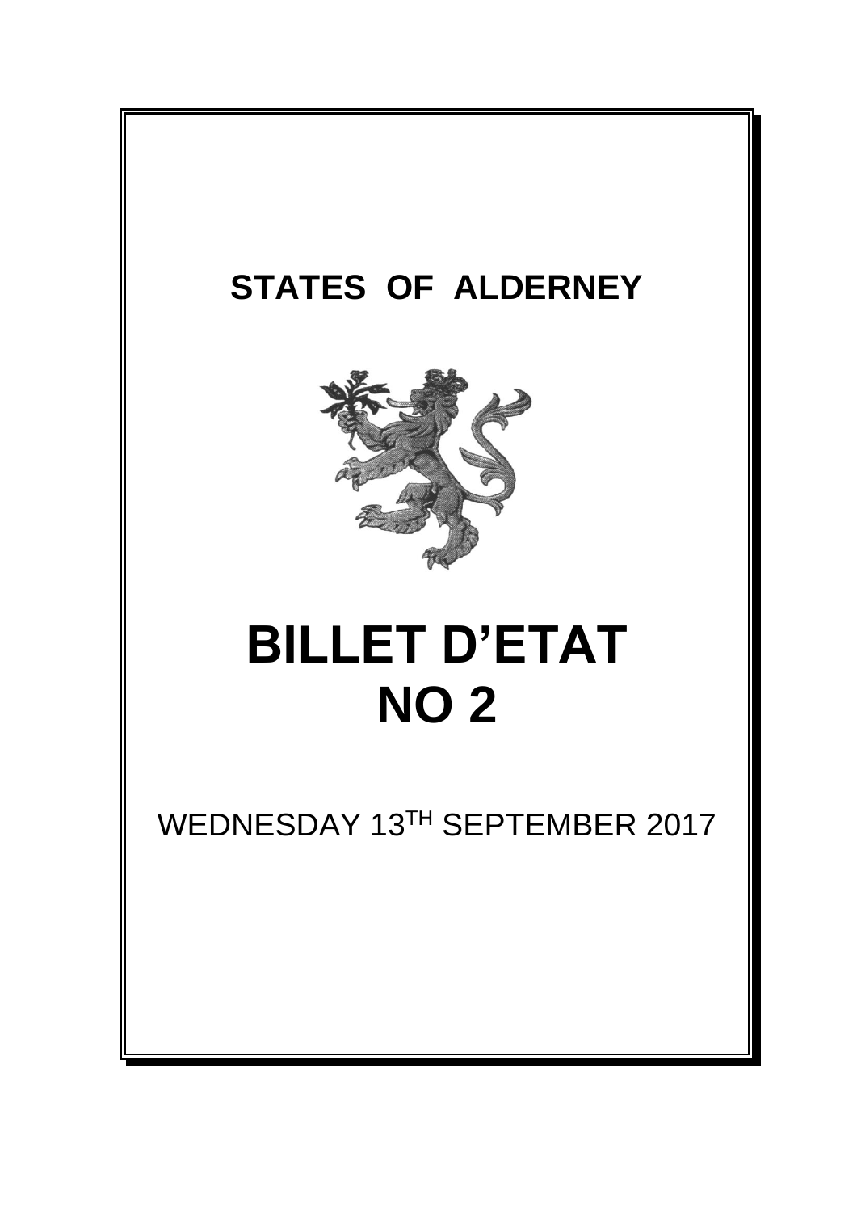# STATES OF ALDERNEY

# BILLET D'ETAT
# NO 2

WEDNESDAY 13TH SEPTEMBER 2017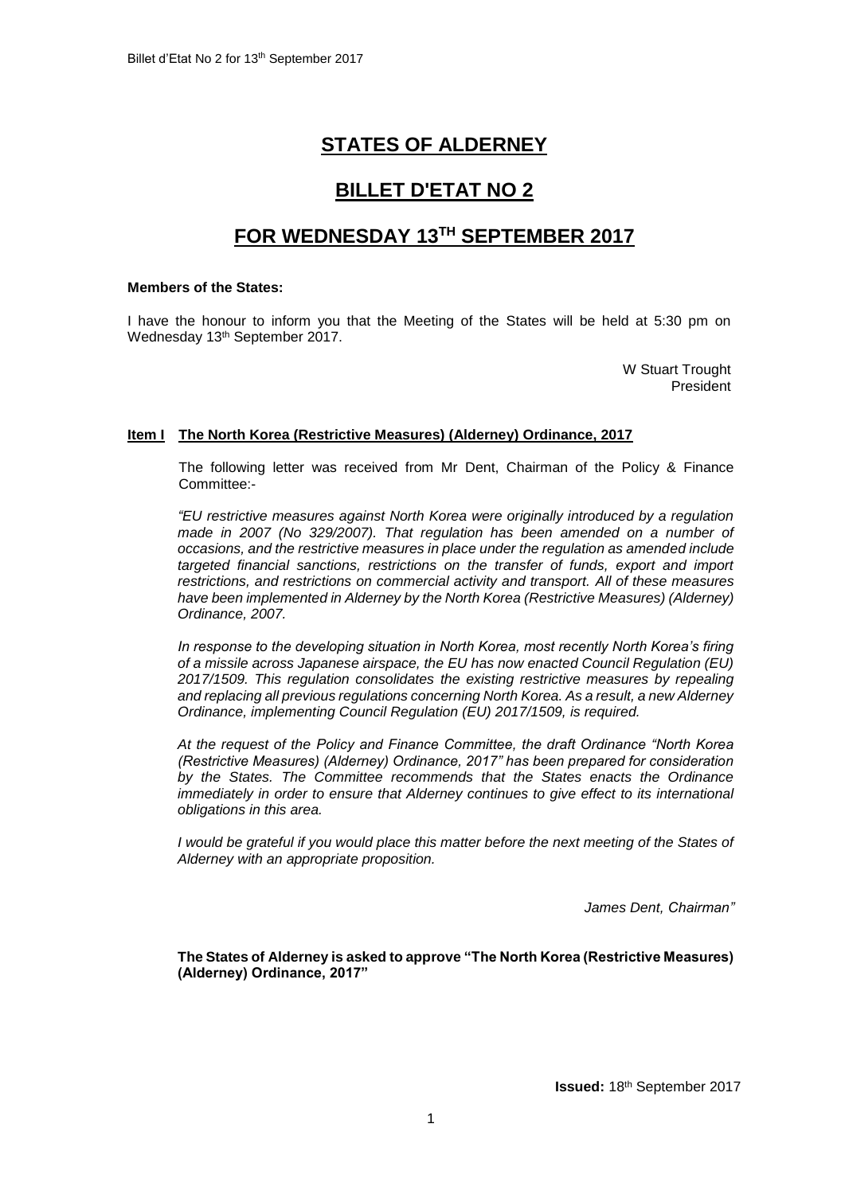# STATES OF ALDERNEY

# BILLET D'ETAT NO 2

# FOR WEDNESDAY 13[TH] SEPTEMBER 2017

**Members of the States:**

I have the honour to inform you that the Meeting of the States will be held at 5:30 pm on Wednesday 13th September 2017.

W Stuart Trought
President

**Item I The North Korea (Restrictive Measures) (Alderney) Ordinance, 2017**

The following letter was received from Mr Dent, Chairman of the Policy & Finance Committee:-

*"EU restrictive measures against North Korea were originally introduced by a regulation made in 2007 (No 329/2007). That regulation has been amended on a number of occasions, and the restrictive measures in place under the regulation as amended include targeted financial sanctions, restrictions on the transfer of funds, export and import restrictions, and restrictions on commercial activity and transport. All of these measures have been implemented in Alderney by the North Korea (Restrictive Measures) (Alderney) Ordinance, 2007.*

*In response to the developing situation in North Korea, most recently North Korea's firing of a missile across Japanese airspace, the EU has now enacted Council Regulation (EU) 2017/1509. This regulation consolidates the existing restrictive measures by repealing and replacing all previous regulations concerning North Korea. As a result, a new Alderney Ordinance, implementing Council Regulation (EU) 2017/1509, is required.*

*At the request of the Policy and Finance Committee, the draft Ordinance "North Korea (Restrictive Measures) (Alderney) Ordinance, 2017" has been prepared for consideration by the States. The Committee recommends that the States enacts the Ordinance immediately in order to ensure that Alderney continues to give effect to its international obligations in this area.*

*I would be grateful if you would place this matter before the next meeting of the States of Alderney with an appropriate proposition.*

*James Dent, Chairman"*

**The States of Alderney is asked to approve "The North Korea (Restrictive Measures) (Alderney) Ordinance, 2017"**

**Issued:** 18th September 2017